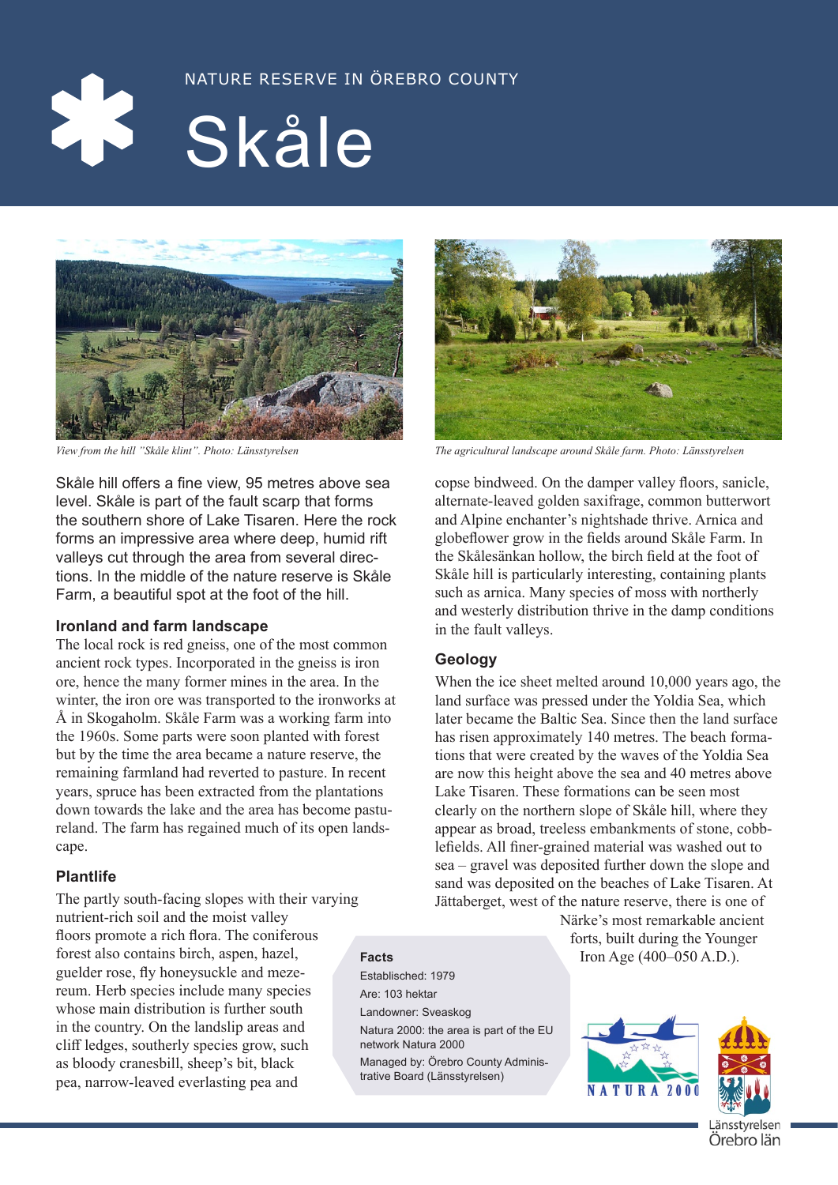NATURE RESERVE IN ÖREBRO COUNTY

# Skåle

*View from the hill "Skåle klint". Photo: Länsstyrelsen*

*The agricultural landscape around Skåle farm. Photo: Länsstyrelsen*

Skåle hill offers a fine view, 95 metres above sea level. Skåle is part of the fault scarp that forms the southern shore of Lake Tisaren. Here the rock forms an impressive area where deep, humid rift valleys cut through the area from several directions. In the middle of the nature reserve is Skåle Farm, a beautiful spot at the foot of the hill.

## Ironland and farm landscape

The local rock is red gneiss, one of the most common ancient rock types. Incorporated in the gneiss is iron ore, hence the many former mines in the area. In the winter, the iron ore was transported to the ironworks at Å in Skogaholm. Skåle Farm was a working farm into the 1960s. Some parts were soon planted with forest but by the time the area became a nature reserve, the remaining farmland had reverted to pasture. In recent years, spruce has been extracted from the plantations down towards the lake and the area has become pastureland. The farm has regained much of its open landscape.

## Plantlife

The partly south-facing slopes with their varying nutrient-rich soil and the moist valley floors promote a rich flora. The coniferous forest also contains birch, aspen, hazel, guelder rose, fly honeysuckle and mezereum. Herb species include many species whose main distribution is further south in the country. On the landslip areas and cliff ledges, southerly species grow, such as bloody cranesbill, sheep's bit, black pea, narrow-leaved everlasting pea and copse bindweed. On the damper valley floors, sanicle, alternate-leaved golden saxifrage, common butterwort and Alpine enchanter's nightshade thrive. Arnica and globeflower grow in the fields around Skåle Farm. In the Skålesänkan hollow, the birch field at the foot of Skåle hill is particularly interesting, containing plants such as arnica. Many species of moss with northerly and westerly distribution thrive in the damp conditions in the fault valleys.

## Geology

When the ice sheet melted around 10,000 years ago, the land surface was pressed under the Yoldia Sea, which later became the Baltic Sea. Since then the land surface has risen approximately 140 metres. The beach formations that were created by the waves of the Yoldia Sea are now this height above the sea and 40 metres above Lake Tisaren. These formations can be seen most clearly on the northern slope of Skåle hill, where they appear as broad, treeless embankments of stone, cobblefields. All finer-grained material was washed out to sea – gravel was deposited further down the slope and sand was deposited on the beaches of Lake Tisaren. At Jättaberget, west of the nature reserve, there is one of Närke's most remarkable ancient forts, built during the Younger Iron Age (400–050 A.D.).

### Facts

Establisched: 1979

Are: 103 hektar

Landowner: Sveaskog

Natura 2000: the area is part of the EU network Natura 2000

Managed by: Örebro County Administrative Board (Länsstyrelsen)

NATURA 2000

Länsstyrelsen
Örebro län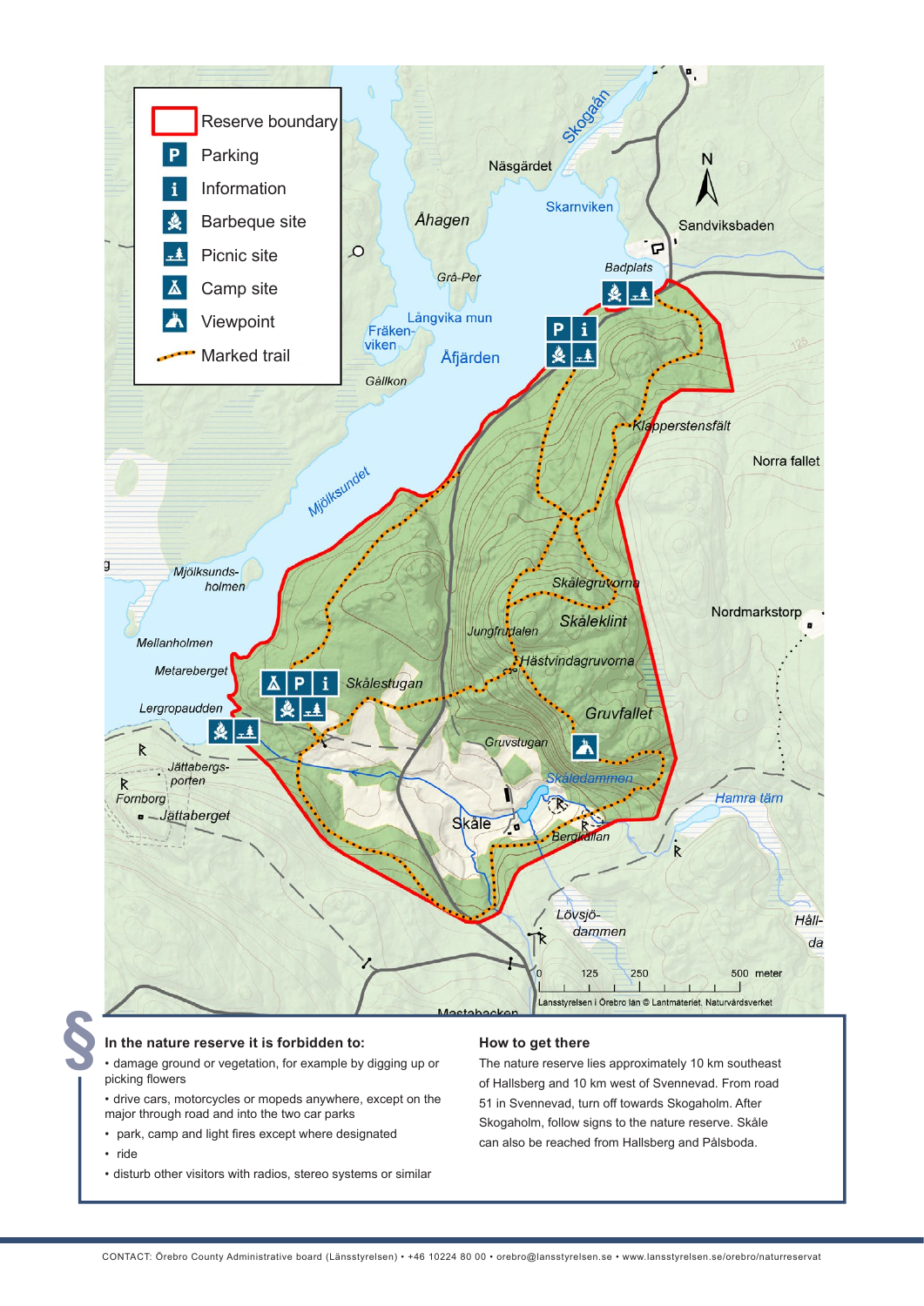Reserve boundary

Parking

Information

Barbeque site

Picnic site

Camp site

Viewpoint

Marked trail

Skogaån
Näsgärdet
Skarnviken
Sandviksbaden
Åhagen
Grå-Per
Badplats
Långvika mun
Fräken-viken
Åfjärden
Gällkon
Klapperstensfält
Norra fallet
Mjölksundet
Mjölksunds-holmen
Skålegruvorna
Skåleklint
Jungfrudalen
Nordmarkstorp
Mellanholmen
Metareberget
Hästvindagruvorna
Skålestugan
Gruvfallet
Lergropaudden
Gruvstugan
Jättebergs-porten
Skåledammen
Fornborg
Hamra tärn
Jätteberget
Skåle
Bergkullan
Lövsjö-dammen
Håll-da
Mastabacken

0 125 250 500 meter

Länsstyrelsen i Örebro län © Lantmäteriet, Naturvårdsverket

§

## In the nature reserve it is forbidden to:

- damage ground or vegetation, for example by digging up or picking flowers
- drive cars, motorcycles or mopeds anywhere, except on the major through road and into the two car parks
- park, camp and light fires except where designated
- ride
- disturb other visitors with radios, stereo systems or similar

## How to get there

The nature reserve lies approximately 10 km southeast of Hallsberg and 10 km west of Svennevad. From road 51 in Svennevad, turn off towards Skogaholm. After Skogaholm, follow signs to the nature reserve. Skåle can also be reached from Hallsberg and Pålsboda.

CONTACT: Örebro County Administrative board (Länsstyrelsen) • +46 10224 80 00 • orebro@lansstyrelsen.se • www.lansstyrelsen.se/orebro/naturreservat